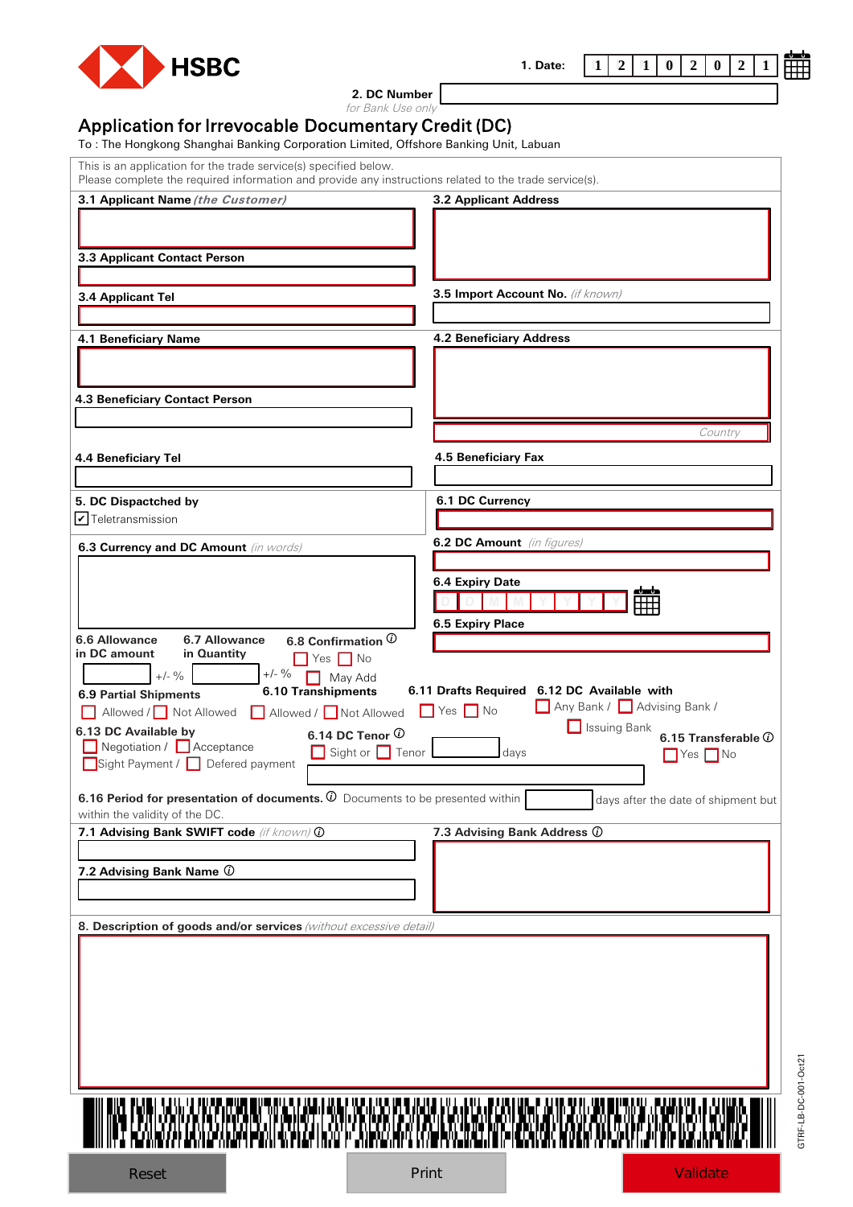HSBC

1. Date: 1 2 1 0 2 0 2 1

2. DC Number
*for Bank Use only*

# Application for Irrevocable Documentary Credit (DC)

To : The Hongkong Shanghai Banking Corporation Limited, Offshore Banking Unit, Labuan

This is an application for the trade service(s) specified below.
Please complete the required information and provide any instructions related to the trade service(s).

**3.1 Applicant Name** *(the Customer)*

**3.2 Applicant Address**

**3.3 Applicant Contact Person**

**3.4 Applicant Tel**

**3.5 Import Account No.** *(if known)*

**4.1 Beneficiary Name**

**4.2 Beneficiary Address**

Country

**4.3 Beneficiary Contact Person**

**4.4 Beneficiary Tel**

**4.5 Beneficiary Fax**

**5. DC Dispactched by**

☑ Teletransmission

**6.1 DC Currency**

**6.2 DC Amount** *(in figures)*

**6.3 Currency and DC Amount** *(in words)*

**6.4 Expiry Date**

D D M M Y Y Y Y

**6.5 Expiry Place**

**6.6 Allowance in DC amount** +/- %

**6.7 Allowance in Quantity** +/- %

**6.8 Confirmation** ☐ Yes ☐ No ☐ May Add

**6.9 Partial Shipments** ☐ Allowed / ☐ Not Allowed

**6.10 Transhipments** ☐ Allowed / ☐ Not Allowed

**6.11 Drafts Required** ☐ Yes ☐ No

**6.12 DC Available with** ☐ Any Bank / ☐ Advising Bank / ☐ Issuing Bank

**6.13 DC Available by** ☐ Negotiation / ☐ Acceptance ☐ Sight Payment / ☐ Defered payment

**6.14 DC Tenor** ☐ Sight or ☐ Tenor days

**6.15 Transferable** ☐ Yes ☐ No

**6.16 Period for presentation of documents.** Documents to be presented within days after the date of shipment but within the validity of the DC.

**7.1 Advising Bank SWIFT code** *(if known)*

**7.2 Advising Bank Name**

**7.3 Advising Bank Address**

**8. Description of goods and/or services** *(without excessive detail)*

GTRF-LB-DC-001-Oct21

Reset | Print | Validate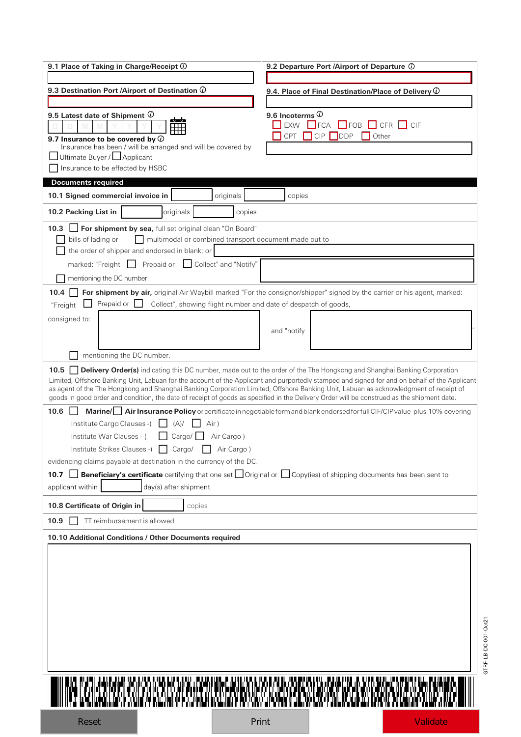**9.1 Place of Taking in Charge/Receipt** ⓘ

**9.2 Departure Port /Airport of Departure** ⓘ

**9.3 Destination Port /Airport of Destination** ⓘ

**9.4. Place of Final Destination/Place of Delivery** ⓘ

**9.5 Latest date of Shipment** ⓘ

D D M M Y Y Y Y

**9.6 Incoterms** ⓘ

☐ EXW ☐ FCA ☐ FOB ☐ CFR ☐ CIF
☐ CPT ☐ CIP ☐ DDP ☐ Other

**9.7 Insurance to be covered by** ⓘ

Insurance has been / will be arranged and will be covered by

☐ Ultimate Buyer / ☐ Applicant

☐ Insurance to be effected by HSBC

## Documents required

**10.1 Signed commercial invoice in** ______ originals ______ copies

**10.2 Packing List in** ______ originals ______ copies

**10.3** ☐ **For shipment by sea,** full set original clean "On Board"

☐ bills of lading or ☐ multimodal or combined transport document made out to

☐ the order of shipper and endorsed in blank; or ______

marked: "Freight ☐ Prepaid or ☐ Collect" and "Notify" ______

☐ mentioning the DC number

**10.4** ☐ **For shipment by air,** original Air Waybill marked "For the consignor/shipper" signed by the carrier or his agent, marked: "Freight ☐ Prepaid or ☐ Collect", showing flight number and date of despatch of goods,

consigned to: ______ and "notify ______ "

☐ mentioning the DC number.

**10.5** ☐ **Delivery Order(s)** indicating this DC number, made out to the order of the The Hongkong and Shanghai Banking Corporation Limited, Offshore Banking Unit, Labuan for the account of the Applicant and purportedly stamped and signed for and on behalf of the Applicant as agent of the The Hongkong and Shanghai Banking Corporation Limited, Offshore Banking Unit, Labuan as acknowledgment of receipt of goods in good order and condition, the date of receipt of goods as specified in the Delivery Order will be construed as the shipment date.

**10.6** ☐ **Marine/** ☐ **Air Insurance Policy** or certificate in negotiable form and blank endorsed for full CIF/CIP value plus 10% covering

Institute Cargo Clauses -( ☐ (A)/ ☐ Air )

Institute War Clauses - ( ☐ Cargo/ ☐ Air Cargo )

Institute Strikes Clauses -( ☐ Cargo/ ☐ Air Cargo )

evidencing claims payable at destination in the currency of the DC.

**10.7** ☐ **Beneficiary's certificate** certifying that one set ☐ Original or ☐ Copy(ies) of shipping documents has been sent to applicant within ______ day(s) after shipment.

**10.8 Certificate of Origin in** ______ copies

**10.9** ☐ TT reimbursement is allowed

**10.10 Additional Conditions / Other Documents required**

GTRF-LB-DC-001-Oct21

Reset | Print | Validate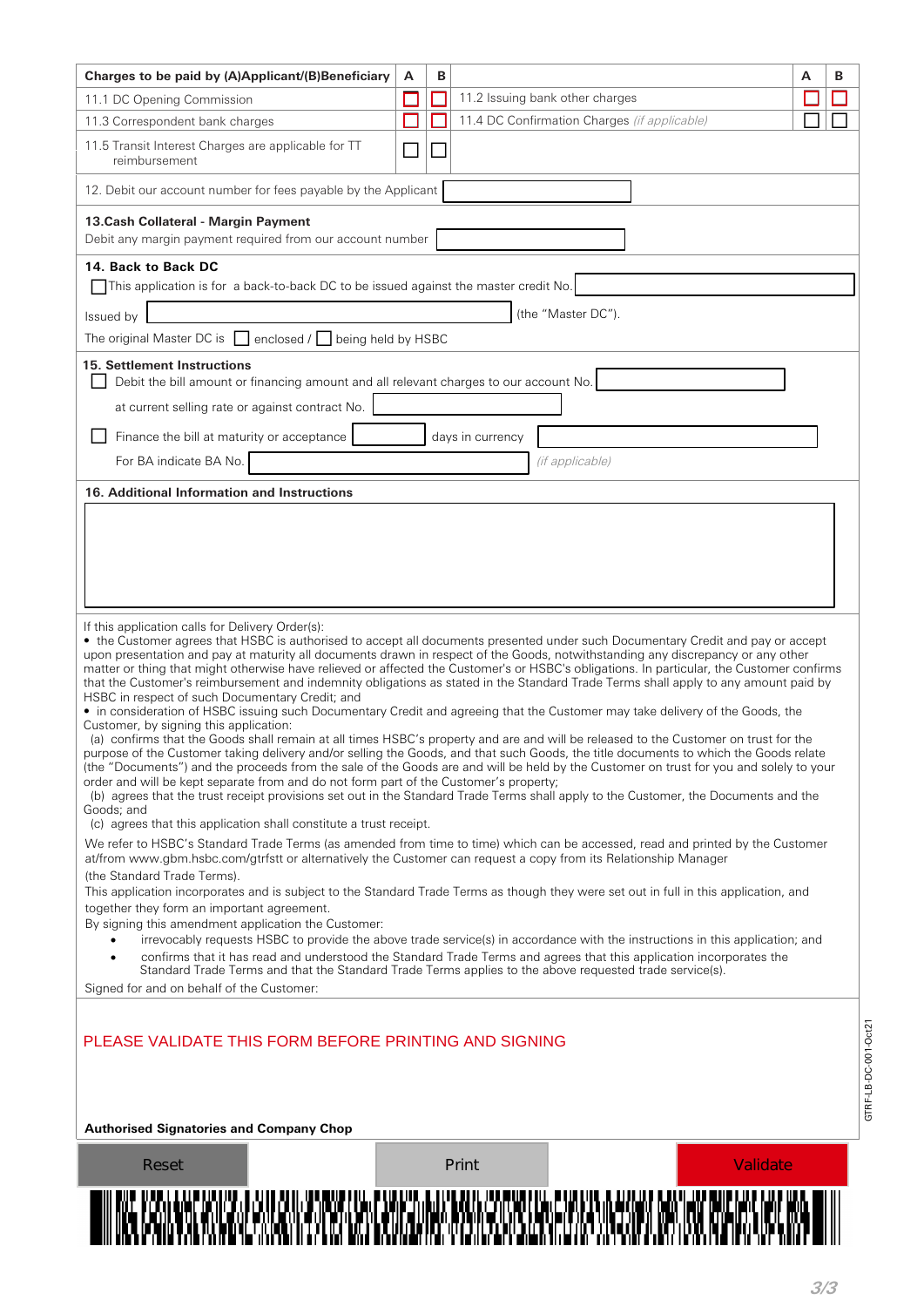| Charges to be paid by (A)Applicant/(B)Beneficiary | A | B | | A | B |
| --- | --- | --- | --- | --- | --- |
| 11.1 DC Opening Commission | ☐ | ☐ | 11.2 Issuing bank other charges | ☐ | ☐ |
| 11.3 Correspondent bank charges | ☐ | ☐ | 11.4 DC Confirmation Charges *(if applicable)* | ☐ | ☐ |
| 11.5 Transit Interest Charges are applicable for TT reimbursement | ☐ | ☐ | | | |

12. Debit our account number for fees payable by the Applicant

**13.Cash Collateral - Margin Payment**

Debit any margin payment required from our account number

**14. Back to Back DC**

☐ This application is for a back-to-back DC to be issued against the master credit No.

Issued by (the "Master DC").

The original Master DC is ☐ enclosed / ☐ being held by HSBC

**15. Settlement Instructions**

☐ Debit the bill amount or financing amount and all relevant charges to our account No.

at current selling rate or against contract No.

☐ Finance the bill at maturity or acceptance days in currency

For BA indicate BA No. *(if applicable)*

**16. Additional Information and Instructions**

If this application calls for Delivery Order(s):

- the Customer agrees that HSBC is authorised to accept all documents presented under such Documentary Credit and pay or accept upon presentation and pay at maturity all documents drawn in respect of the Goods, notwithstanding any discrepancy or any other matter or thing that might otherwise have relieved or affected the Customer's or HSBC's obligations. In particular, the Customer confirms that the Customer's reimbursement and indemnity obligations as stated in the Standard Trade Terms shall apply to any amount paid by HSBC in respect of such Documentary Credit; and
- in consideration of HSBC issuing such Documentary Credit and agreeing that the Customer may take delivery of the Goods, the Customer, by signing this application:
  (a) confirms that the Goods shall remain at all times HSBC's property and are and will be released to the Customer on trust for the purpose of the Customer taking delivery and/or selling the Goods, and that such Goods, the title documents to which the Goods relate (the "Documents") and the proceeds from the sale of the Goods are and will be held by the Customer on trust for you and solely to your order and will be kept separate from and do not form part of the Customer's property;
  (b) agrees that the trust receipt provisions set out in the Standard Trade Terms shall apply to the Customer, the Documents and the Goods; and
  (c) agrees that this application shall constitute a trust receipt.

We refer to HSBC's Standard Trade Terms (as amended from time to time) which can be accessed, read and printed by the Customer at/from www.gbm.hsbc.com/gtrfstt or alternatively the Customer can request a copy from its Relationship Manager (the Standard Trade Terms).

This application incorporates and is subject to the Standard Trade Terms as though they were set out in full in this application, and together they form an important agreement.

By signing this amendment application the Customer:

- irrevocably requests HSBC to provide the above trade service(s) in accordance with the instructions in this application; and
- confirms that it has read and understood the Standard Trade Terms and agrees that this application incorporates the Standard Trade Terms and that the Standard Trade Terms applies to the above requested trade service(s).

Signed for and on behalf of the Customer:

PLEASE VALIDATE THIS FORM BEFORE PRINTING AND SIGNING

**Authorised Signatories and Company Chop**

Reset Print Validate

GTRF-LB-DC-001-Oct21